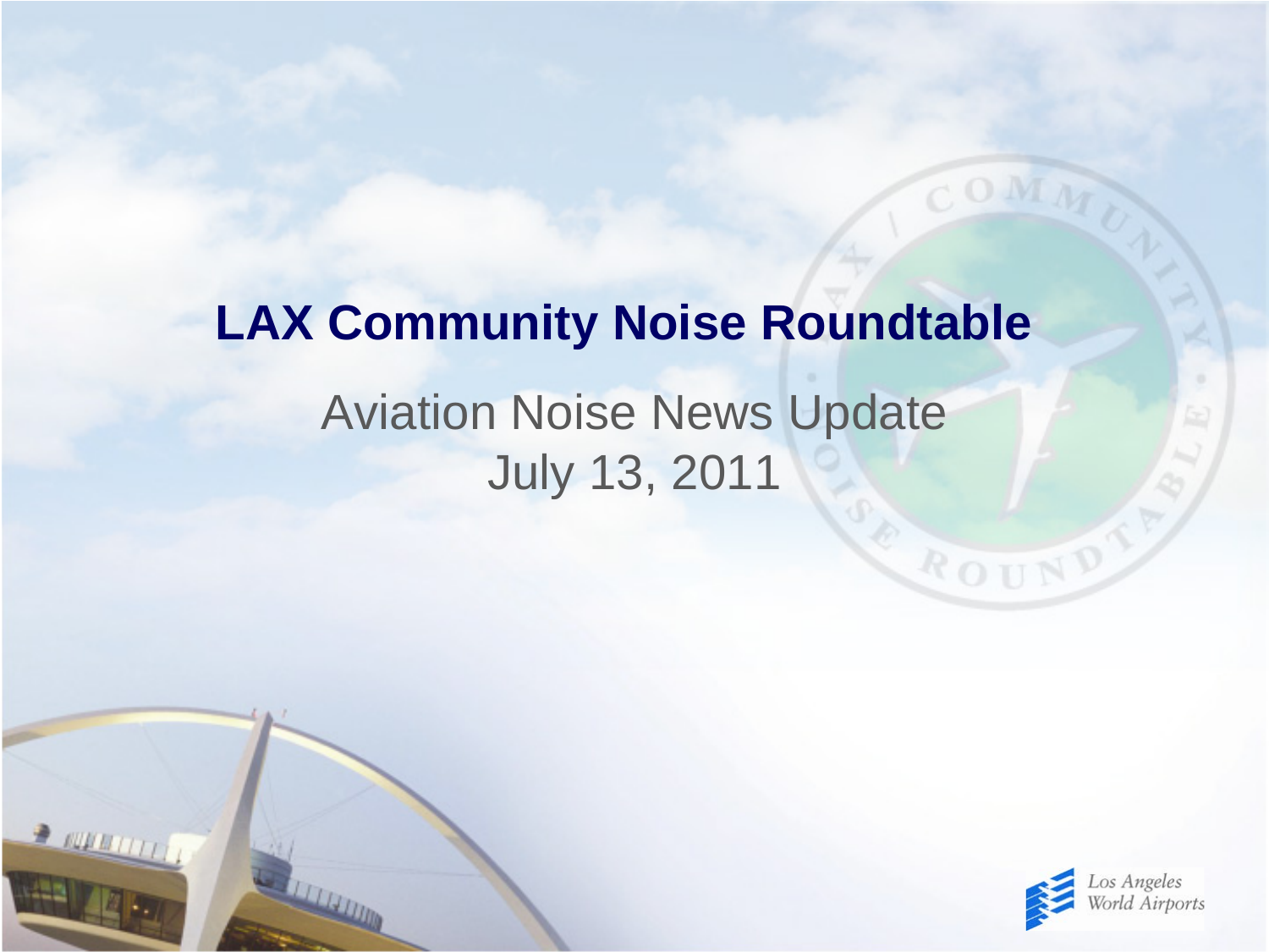# LAX Community Noise Roundtable

Aviation Noise News Update

July 13, 2011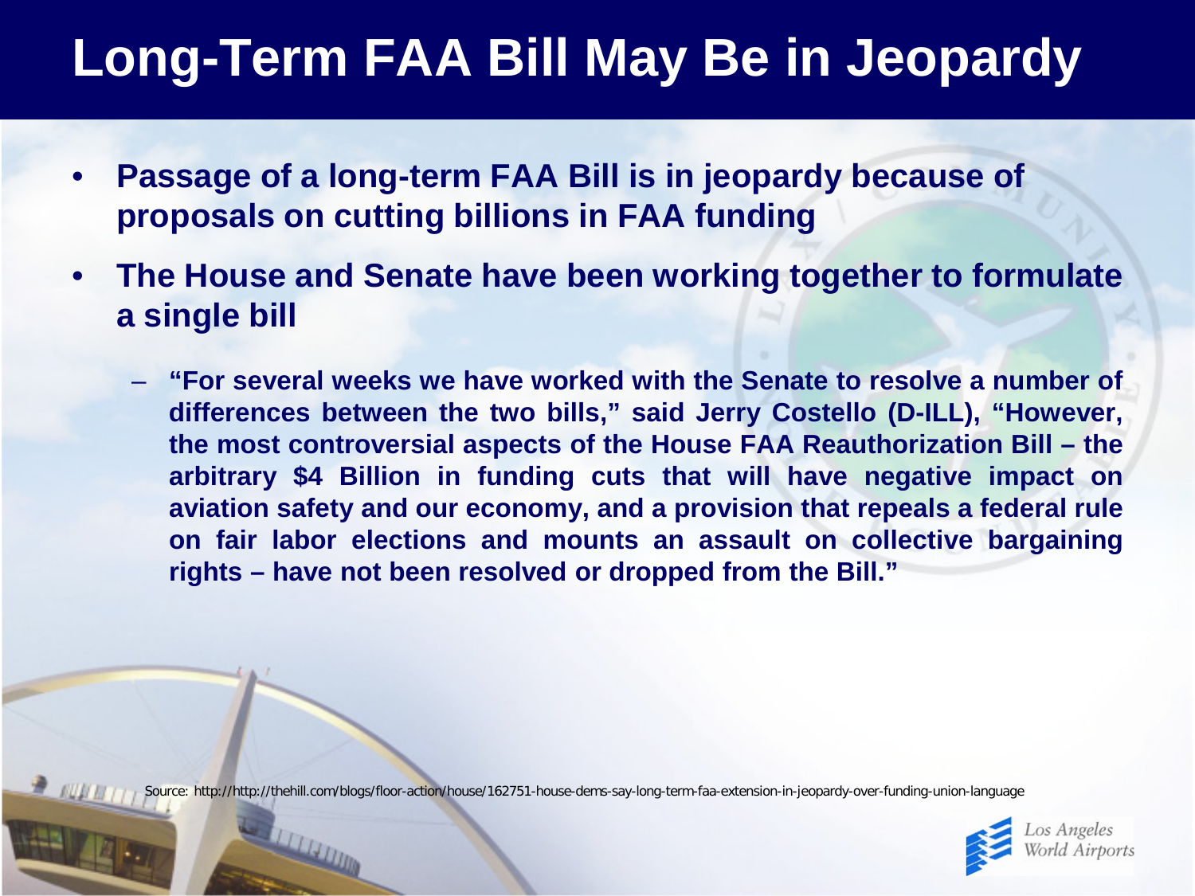# Long-Term FAA Bill May Be in Jeopardy

- **Passage of a long-term FAA Bill is in jeopardy because of proposals on cutting billions in FAA funding**
- **The House and Senate have been working together to formulate a single bill**
  - **"For several weeks we have worked with the Senate to resolve a number of differences between the two bills," said Jerry Costello (D-ILL), "However, the most controversial aspects of the House FAA Reauthorization Bill – the arbitrary $4 Billion in funding cuts that will have negative impact on aviation safety and our economy, and a provision that repeals a federal rule on fair labor elections and mounts an assault on collective bargaining rights – have not been resolved or dropped from the Bill."**

Source: http://http://thehill.com/blogs/floor-action/house/162751-house-dems-say-long-term-faa-extension-in-jeopardy-over-funding-union-language

Los Angeles World Airports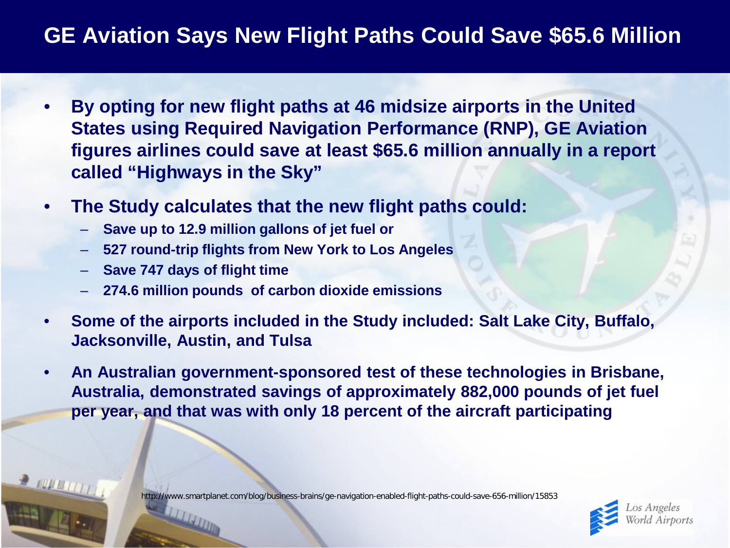# GE Aviation Says New Flight Paths Could Save $65.6 Million

- By opting for new flight paths at 46 midsize airports in the United States using Required Navigation Performance (RNP), GE Aviation figures airlines could save at least $65.6 million annually in a report called "Highways in the Sky"
- The Study calculates that the new flight paths could:
  - Save up to 12.9 million gallons of jet fuel or
  - 527 round-trip flights from New York to Los Angeles
  - Save 747 days of flight time
  - 274.6 million pounds of carbon dioxide emissions
- Some of the airports included in the Study included: Salt Lake City, Buffalo, Jacksonville, Austin, and Tulsa
- An Australian government-sponsored test of these technologies in Brisbane, Australia, demonstrated savings of approximately 882,000 pounds of jet fuel per year, and that was with only 18 percent of the aircraft participating

http://www.smartplanet.com/blog/business-brains/ge-navigation-enabled-flight-paths-could-save-656-million/15853

Los Angeles World Airports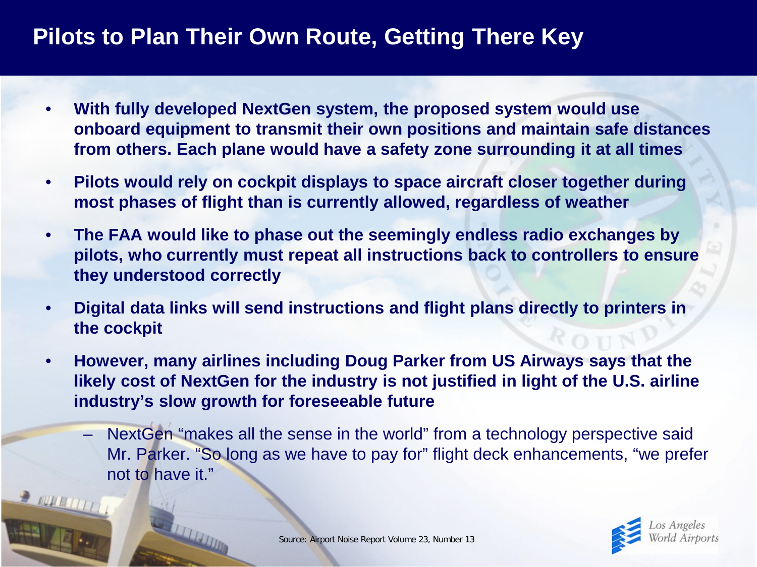# Pilots to Plan Their Own Route, Getting There Key

- **With fully developed NextGen system, the proposed system would use onboard equipment to transmit their own positions and maintain safe distances from others. Each plane would have a safety zone surrounding it at all times**
- **Pilots would rely on cockpit displays to space aircraft closer together during most phases of flight than is currently allowed, regardless of weather**
- **The FAA would like to phase out the seemingly endless radio exchanges by pilots, who currently must repeat all instructions back to controllers to ensure they understood correctly**
- **Digital data links will send instructions and flight plans directly to printers in the cockpit**
- **However, many airlines including Doug Parker from US Airways says that the likely cost of NextGen for the industry is not justified in light of the U.S. airline industry's slow growth for foreseeable future**
  - NextGen "makes all the sense in the world" from a technology perspective said Mr. Parker. "So long as we have to pay for" flight deck enhancements, "we prefer not to have it."

Source: Airport Noise Report Volume 23, Number 13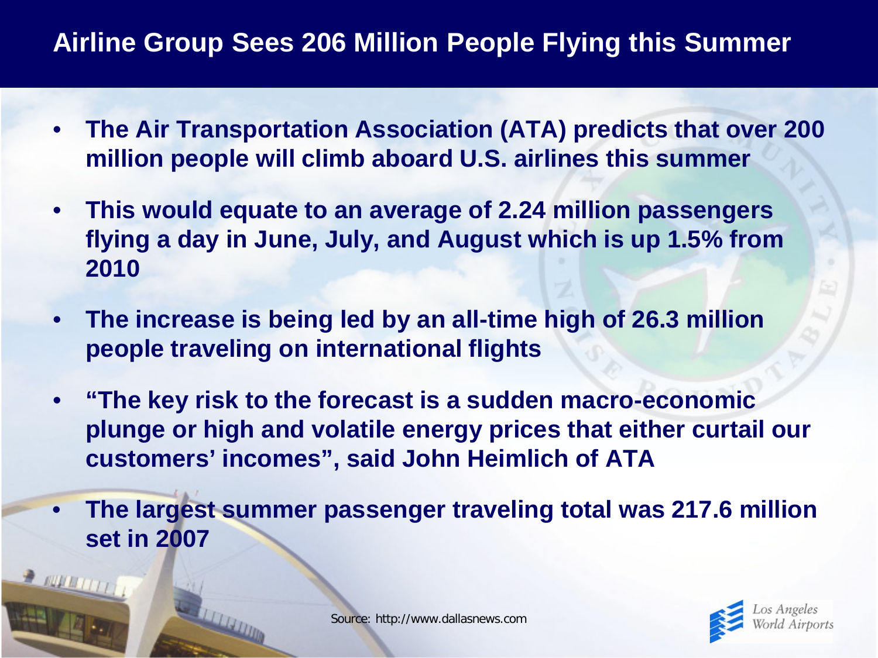# Airline Group Sees 206 Million People Flying this Summer

- **The Air Transportation Association (ATA) predicts that over 200 million people will climb aboard U.S. airlines this summer**
- **This would equate to an average of 2.24 million passengers flying a day in June, July, and August which is up 1.5% from 2010**
- **The increase is being led by an all-time high of 26.3 million people traveling on international flights**
- **"The key risk to the forecast is a sudden macro-economic plunge or high and volatile energy prices that either curtail our customers' incomes", said John Heimlich of ATA**
- **The largest summer passenger traveling total was 217.6 million set in 2007**

Source: http://www.dallasnews.com

Los Angeles World Airports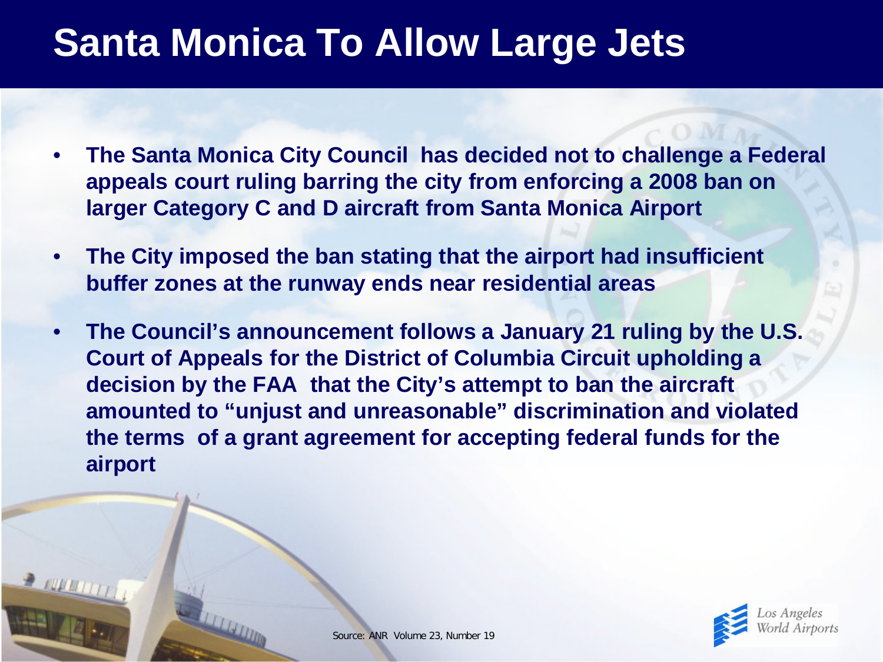# Santa Monica To Allow Large Jets

- **The Santa Monica City Council has decided not to challenge a Federal appeals court ruling barring the city from enforcing a 2008 ban on larger Category C and D aircraft from Santa Monica Airport**
- **The City imposed the ban stating that the airport had insufficient buffer zones at the runway ends near residential areas**
- **The Council's announcement follows a January 21 ruling by the U.S. Court of Appeals for the District of Columbia Circuit upholding a decision by the FAA that the City's attempt to ban the aircraft amounted to "unjust and unreasonable" discrimination and violated the terms of a grant agreement for accepting federal funds for the airport**

Source: ANR Volume 23, Number 19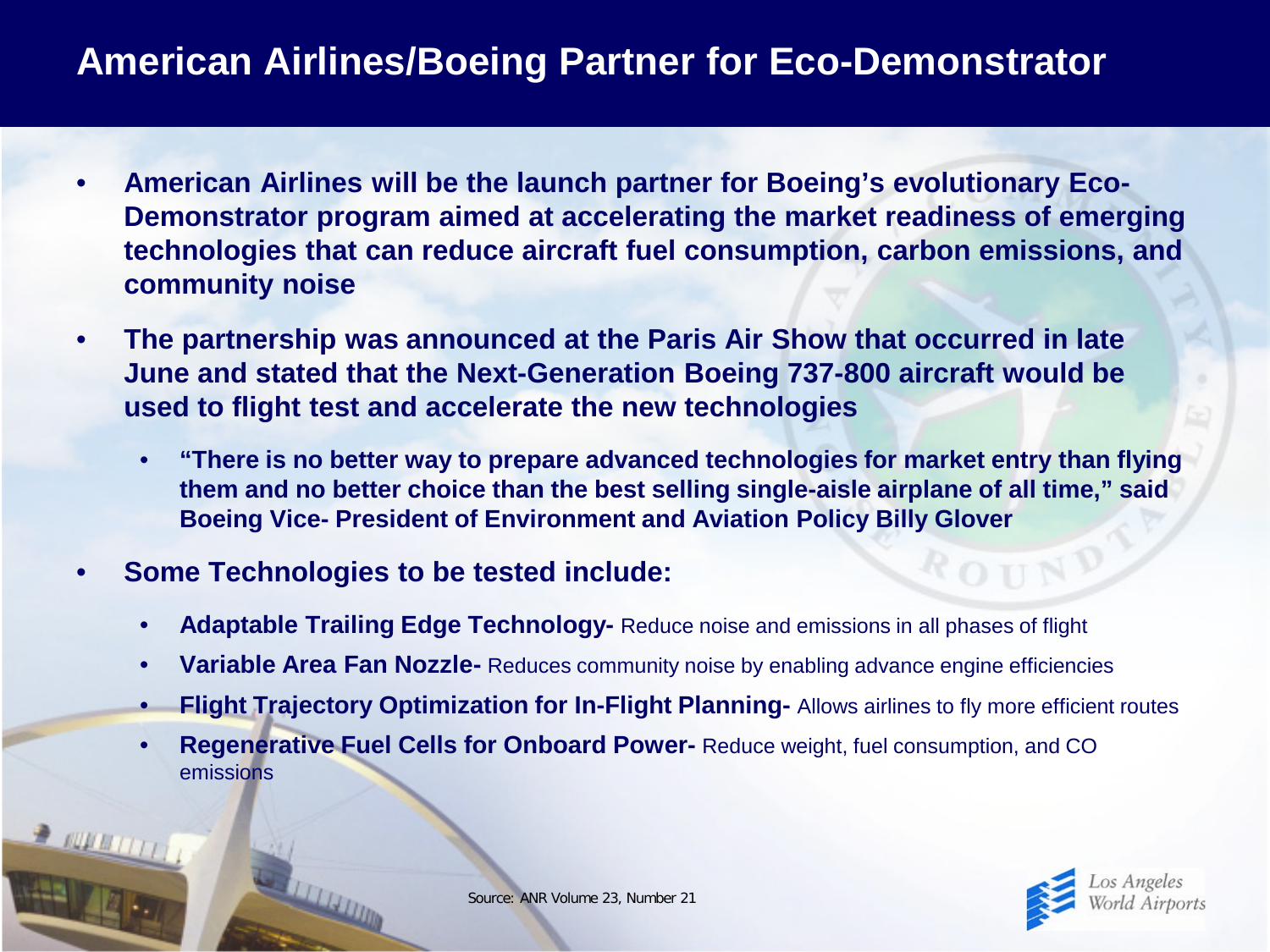# American Airlines/Boeing Partner for Eco-Demonstrator

- **American Airlines will be the launch partner for Boeing's evolutionary Eco-Demonstrator program aimed at accelerating the market readiness of emerging technologies that can reduce aircraft fuel consumption, carbon emissions, and community noise**
- **The partnership was announced at the Paris Air Show that occurred in late June and stated that the Next-Generation Boeing 737-800 aircraft would be used to flight test and accelerate the new technologies**
  - **"There is no better way to prepare advanced technologies for market entry than flying them and no better choice than the best selling single-aisle airplane of all time," said Boeing Vice- President of Environment and Aviation Policy Billy Glover**
- **Some Technologies to be tested include:**
  - **Adaptable Trailing Edge Technology-** Reduce noise and emissions in all phases of flight
  - **Variable Area Fan Nozzle-** Reduces community noise by enabling advance engine efficiencies
  - **Flight Trajectory Optimization for In-Flight Planning-** Allows airlines to fly more efficient routes
  - **Regenerative Fuel Cells for Onboard Power-** Reduce weight, fuel consumption, and CO emissions

Source: ANR Volume 23, Number 21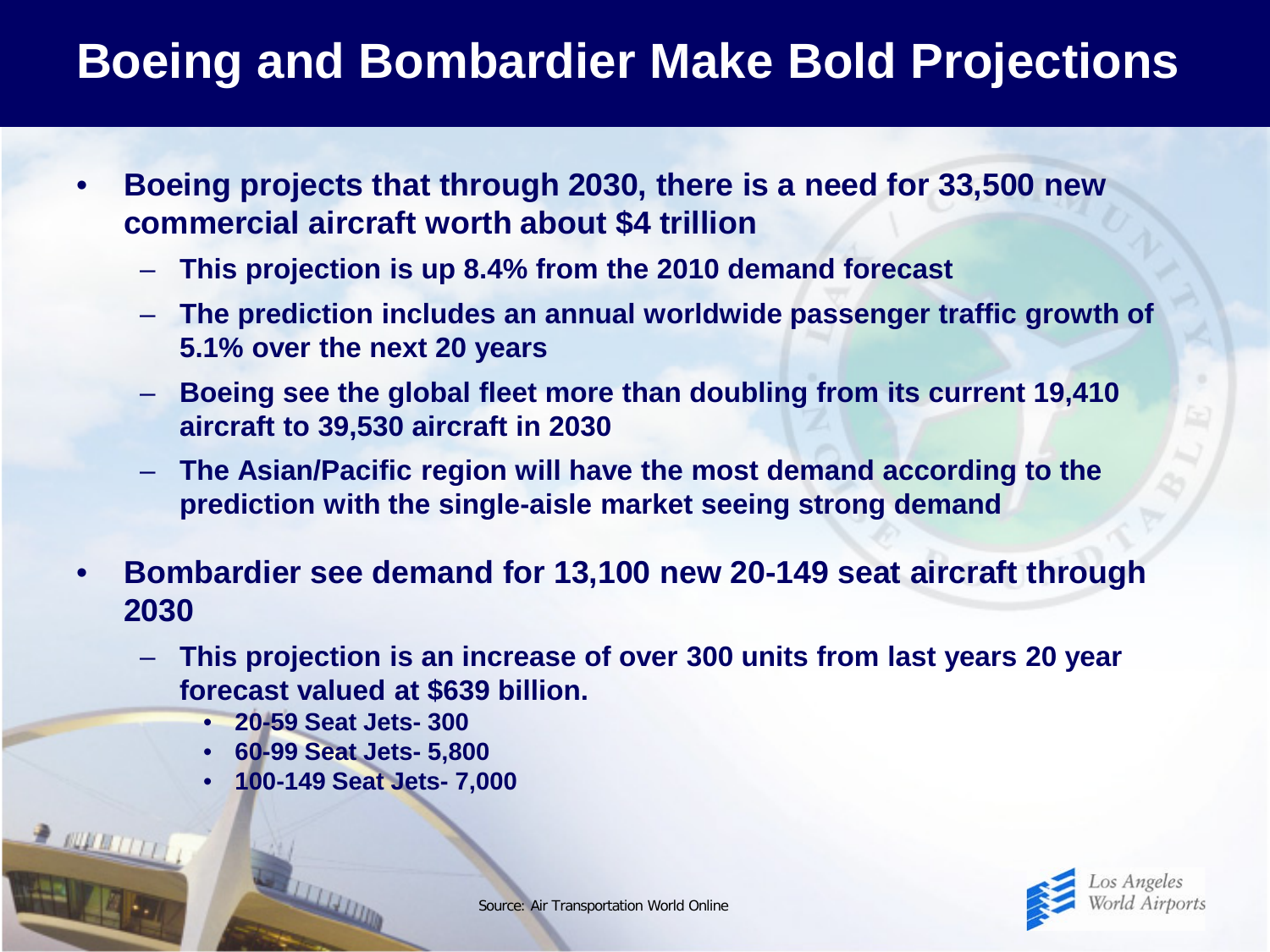# Boeing and Bombardier Make Bold Projections

- Boeing projects that through 2030, there is a need for 33,500 new commercial aircraft worth about $4 trillion
  - This projection is up 8.4% from the 2010 demand forecast
  - The prediction includes an annual worldwide passenger traffic growth of 5.1% over the next 20 years
  - Boeing see the global fleet more than doubling from its current 19,410 aircraft to 39,530 aircraft in 2030
  - The Asian/Pacific region will have the most demand according to the prediction with the single-aisle market seeing strong demand
- Bombardier see demand for 13,100 new 20-149 seat aircraft through 2030
  - This projection is an increase of over 300 units from last years 20 year forecast valued at $639 billion.
    - 20-59 Seat Jets- 300
    - 60-99 Seat Jets- 5,800
    - 100-149 Seat Jets- 7,000

Source: Air Transportation World Online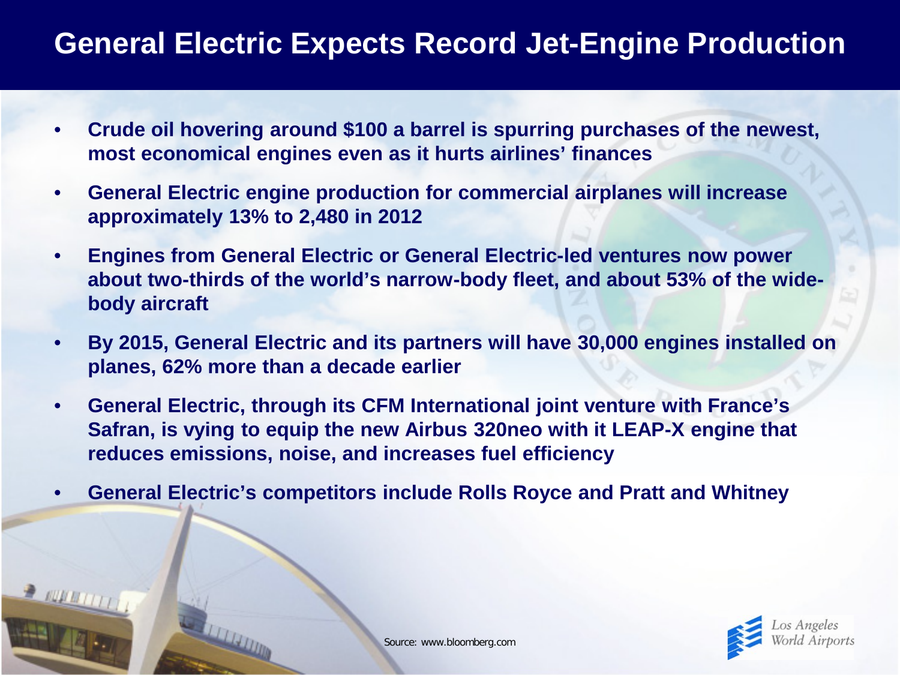# General Electric Expects Record Jet-Engine Production

- Crude oil hovering around $100 a barrel is spurring purchases of the newest, most economical engines even as it hurts airlines' finances
- General Electric engine production for commercial airplanes will increase approximately 13% to 2,480 in 2012
- Engines from General Electric or General Electric-led ventures now power about two-thirds of the world's narrow-body fleet, and about 53% of the wide-body aircraft
- By 2015, General Electric and its partners will have 30,000 engines installed on planes, 62% more than a decade earlier
- General Electric, through its CFM International joint venture with France's Safran, is vying to equip the new Airbus 320neo with it LEAP-X engine that reduces emissions, noise, and increases fuel efficiency
- General Electric's competitors include Rolls Royce and Pratt and Whitney

Source: www.bloomberg.com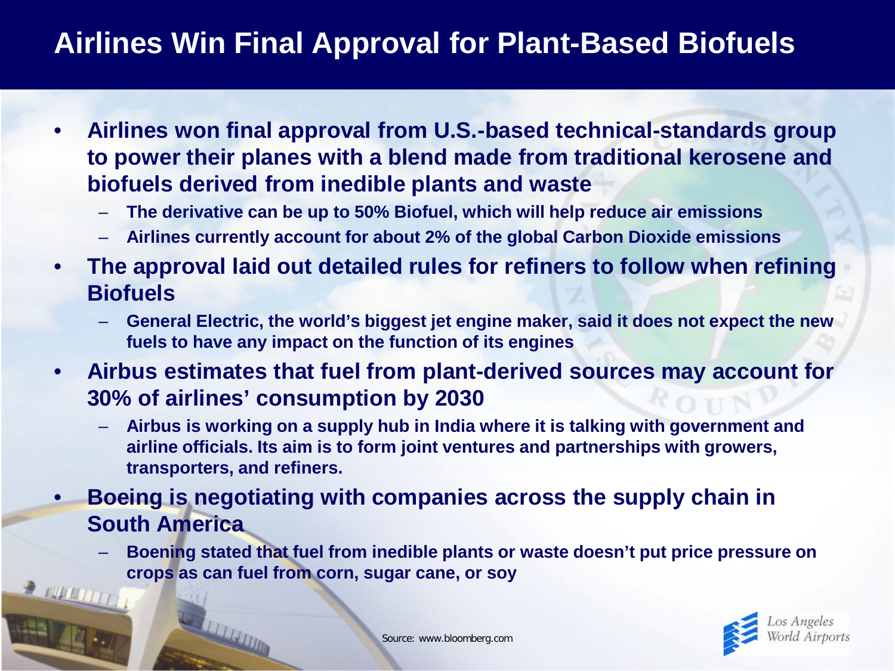# Airlines Win Final Approval for Plant-Based Biofuels

- **Airlines won final approval from U.S.-based technical-standards group to power their planes with a blend made from traditional kerosene and biofuels derived from inedible plants and waste**
  - **The derivative can be up to 50% Biofuel, which will help reduce air emissions**
  - **Airlines currently account for about 2% of the global Carbon Dioxide emissions**
- **The approval laid out detailed rules for refiners to follow when refining Biofuels**
  - **General Electric, the world's biggest jet engine maker, said it does not expect the new fuels to have any impact on the function of its engines**
- **Airbus estimates that fuel from plant-derived sources may account for 30% of airlines' consumption by 2030**
  - **Airbus is working on a supply hub in India where it is talking with government and airline officials. Its aim is to form joint ventures and partnerships with growers, transporters, and refiners.**
- **Boeing is negotiating with companies across the supply chain in South America**
  - **Boening stated that fuel from inedible plants or waste doesn't put price pressure on crops as can fuel from corn, sugar cane, or soy**

Source: www.bloomberg.com

Los Angeles World Airports